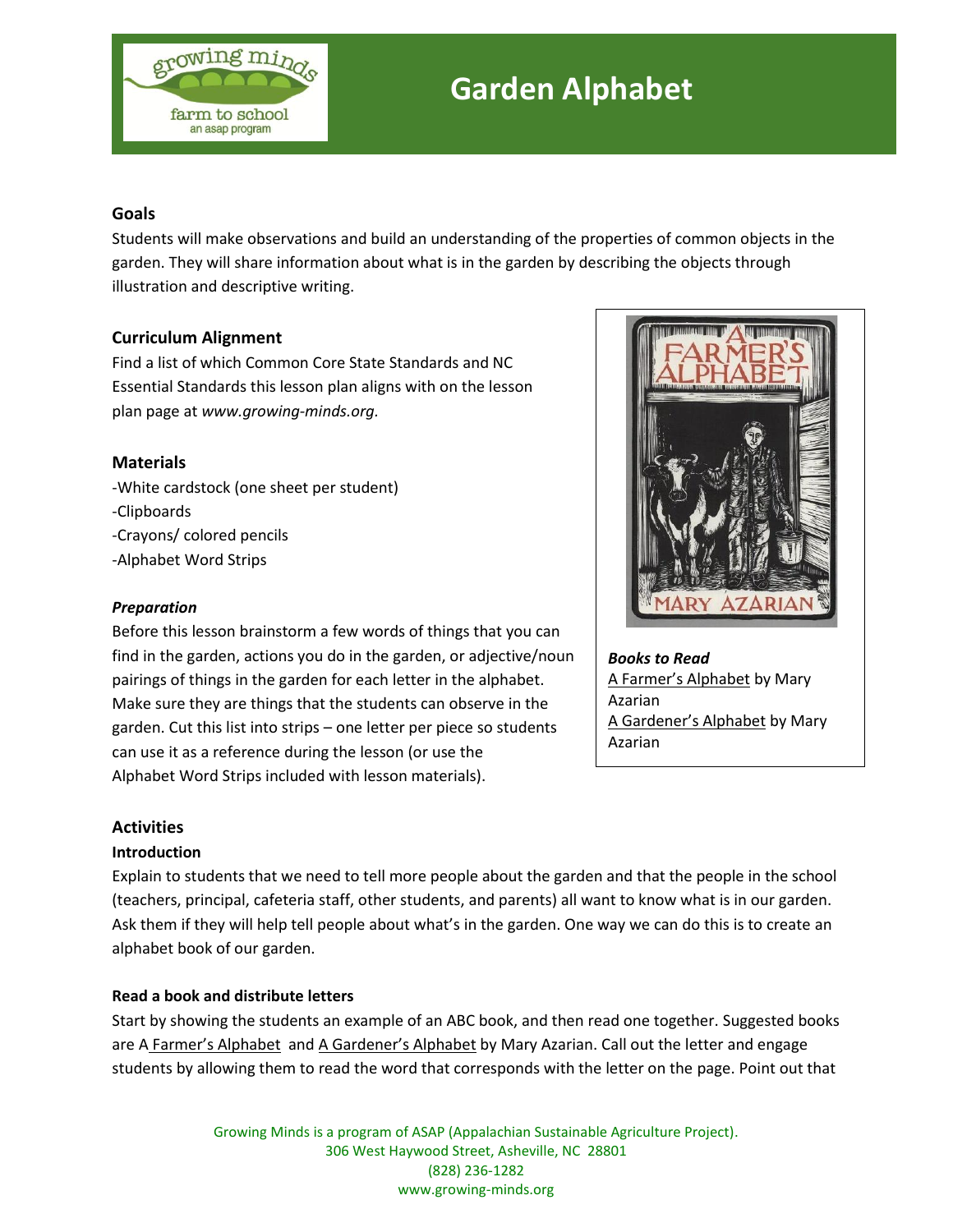# Garden Alphabet

## Goals

Students will make observations and build an understanding of the properties of common objects in the garden. They will share information about what is in the garden by describing the objects through illustration and descriptive writing.

## Curriculum Alignment

Find a list of which Common Core State Standards and NC Essential Standards this lesson plan aligns with on the lesson plan page at *www.growing-minds.org.*

## Materials

-White cardstock (one sheet per student)
-Clipboards
-Crayons/ colored pencils
-Alphabet Word Strips

### *Preparation*

Before this lesson brainstorm a few words of things that you can find in the garden, actions you do in the garden, or adjective/noun pairings of things in the garden for each letter in the alphabet. Make sure they are things that the students can observe in the garden. Cut this list into strips – one letter per piece so students can use it as a reference during the lesson (or use the Alphabet Word Strips included with lesson materials).

***Books to Read***
A Farmer's Alphabet by Mary Azarian
A Gardener's Alphabet by Mary Azarian

## Activities

### Introduction

Explain to students that we need to tell more people about the garden and that the people in the school (teachers, principal, cafeteria staff, other students, and parents) all want to know what is in our garden. Ask them if they will help tell people about what's in the garden. One way we can do this is to create an alphabet book of our garden.

### Read a book and distribute letters

Start by showing the students an example of an ABC book, and then read one together. Suggested books are A Farmer's Alphabet and A Gardener's Alphabet by Mary Azarian. Call out the letter and engage students by allowing them to read the word that corresponds with the letter on the page. Point out that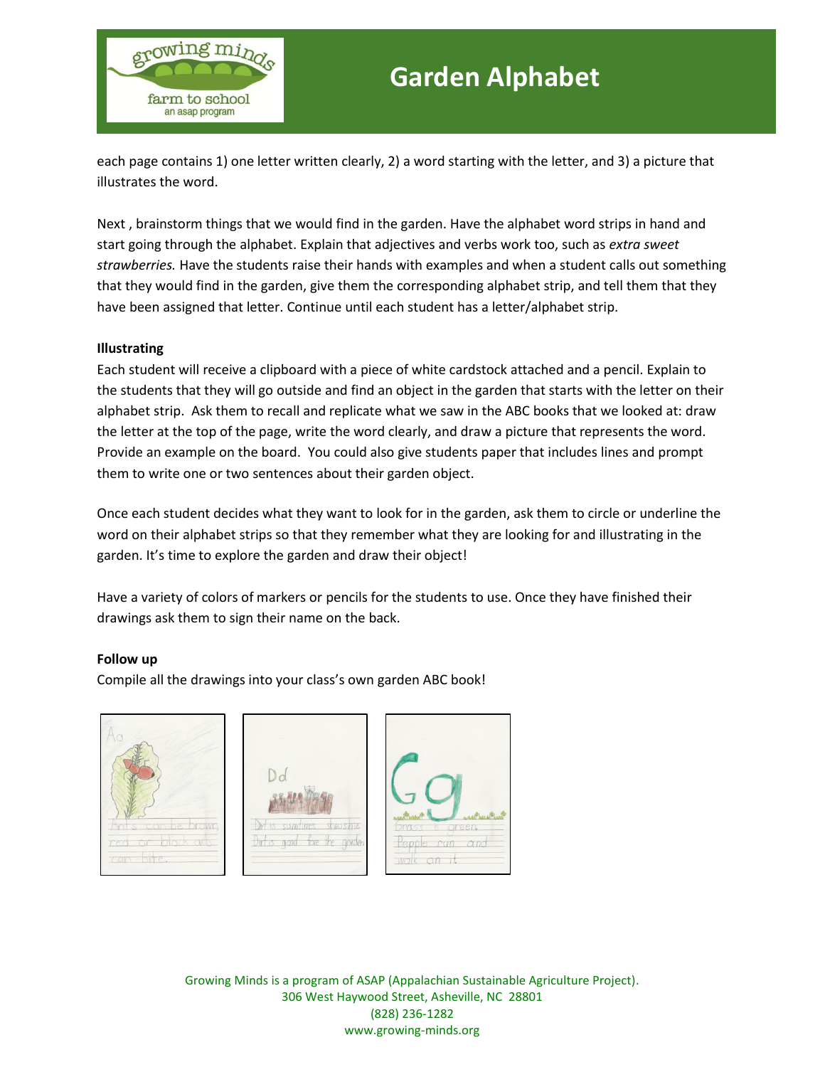each page contains 1) one letter written clearly, 2) a word starting with the letter, and 3) a picture that illustrates the word.

Next , brainstorm things that we would find in the garden. Have the alphabet word strips in hand and start going through the alphabet. Explain that adjectives and verbs work too, such as *extra sweet strawberries.* Have the students raise their hands with examples and when a student calls out something that they would find in the garden, give them the corresponding alphabet strip, and tell them that they have been assigned that letter. Continue until each student has a letter/alphabet strip.

**Illustrating**

Each student will receive a clipboard with a piece of white cardstock attached and a pencil. Explain to the students that they will go outside and find an object in the garden that starts with the letter on their alphabet strip. Ask them to recall and replicate what we saw in the ABC books that we looked at: draw the letter at the top of the page, write the word clearly, and draw a picture that represents the word. Provide an example on the board. You could also give students paper that includes lines and prompt them to write one or two sentences about their garden object.

Once each student decides what they want to look for in the garden, ask them to circle or underline the word on their alphabet strips so that they remember what they are looking for and illustrating in the garden. It's time to explore the garden and draw their object!

Have a variety of colors of markers or pencils for the students to use. Once they have finished their drawings ask them to sign their name on the back.

**Follow up**

Compile all the drawings into your class's own garden ABC book!

Growing Minds is a program of ASAP (Appalachian Sustainable Agriculture Project).
306 West Haywood Street, Asheville, NC 28801
(828) 236-1282
www.growing-minds.org